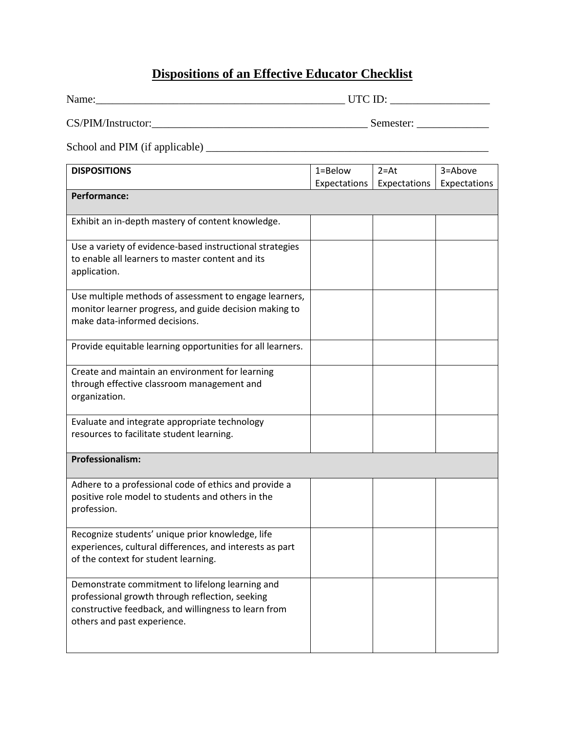# Dispositions of an Effective Educator Checklist

Name:_______________________________________________ UTC ID: __________________

CS/PIM/Instructor:________________________________________ Semester: _____________

School and PIM (if applicable) _____________________________________________________

| DISPOSITIONS | 1=Below Expectations | 2=At Expectations | 3=Above Expectations |
|---|---|---|---|
| **Performance:** | | | |
| Exhibit an in-depth mastery of content knowledge. | | | |
| Use a variety of evidence-based instructional strategies to enable all learners to master content and its application. | | | |
| Use multiple methods of assessment to engage learners, monitor learner progress, and guide decision making to make data-informed decisions. | | | |
| Provide equitable learning opportunities for all learners. | | | |
| Create and maintain an environment for learning through effective classroom management and organization. | | | |
| Evaluate and integrate appropriate technology resources to facilitate student learning. | | | |
| **Professionalism:** | | | |
| Adhere to a professional code of ethics and provide a positive role model to students and others in the profession. | | | |
| Recognize students' unique prior knowledge, life experiences, cultural differences, and interests as part of the context for student learning. | | | |
| Demonstrate commitment to lifelong learning and professional growth through reflection, seeking constructive feedback, and willingness to learn from others and past experience. | | | |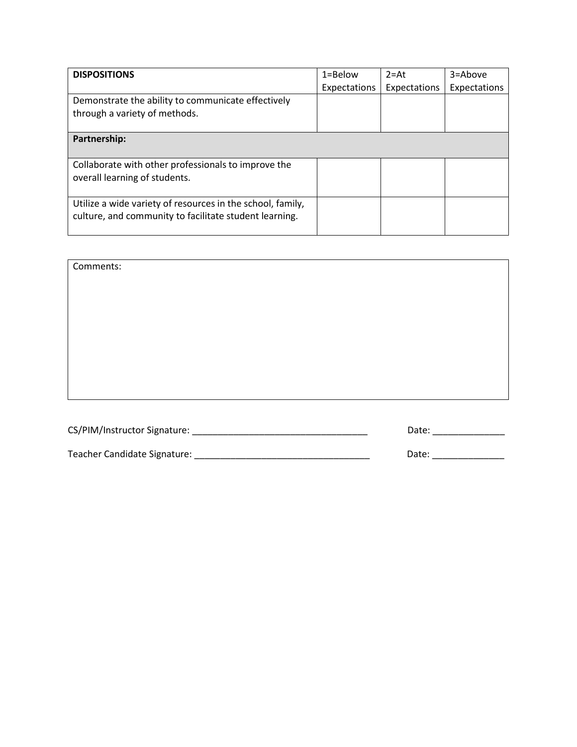| **DISPOSITIONS** | 1=Below Expectations | 2=At Expectations | 3=Above Expectations |
|---|---|---|---|
| Demonstrate the ability to communicate effectively through a variety of methods. | | | |
| **Partnership:** | | | |
| Collaborate with other professionals to improve the overall learning of students. | | | |
| Utilize a wide variety of resources in the school, family, culture, and community to facilitate student learning. | | | |

| Comments: |
|---|
| |

CS/PIM/Instructor Signature: ___________________________________ Date: ______________

Teacher Candidate Signature: ___________________________________ Date: ______________